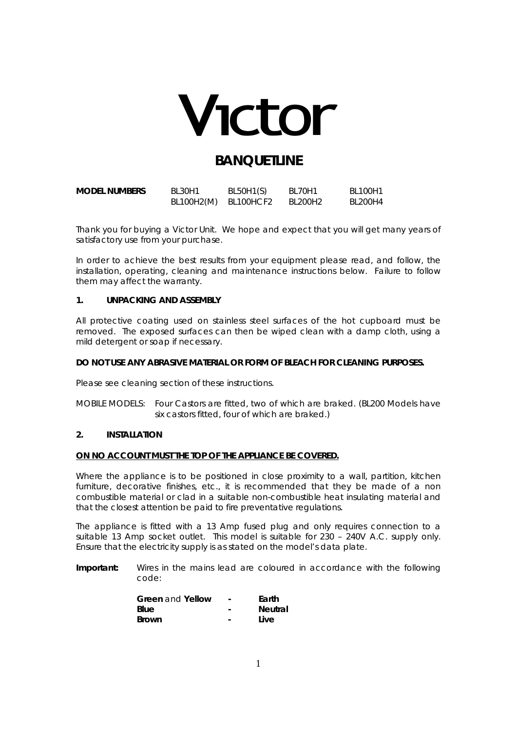# Victor

## BANQUETLINE

| **MODEL NUMBERS** | BL30H1 | BL50H1(S) | BL70H1 | BL100H1 |
|---|---|---|---|---|
| | BL100H2(M) | BL100HCF2 | BL200H2 | BL200H4 |

Thank you for buying a Victor Unit. We hope and expect that you will get many years of satisfactory use from your purchase.

In order to achieve the best results from your equipment please read, and follow, the installation, operating, cleaning and maintenance instructions below. Failure to follow them may affect the warranty.

### 1. UNPACKING AND ASSEMBLY

All protective coating used on stainless steel surfaces of the hot cupboard must be removed. The exposed surfaces can then be wiped clean with a damp cloth, using a mild detergent or soap if necessary.

**DO NOT USE ANY ABRASIVE MATERIAL OR FORM OF BLEACH FOR CLEANING PURPOSES.**

Please see cleaning section of these instructions.

MOBILE MODELS: Four Castors are fitted, two of which are braked. (BL200 Models have six castors fitted, four of which are braked.)

### 2. INSTALLATION

**ON NO ACCOUNT MUST THE TOP OF THE APPLIANCE BE COVERED.**

Where the appliance is to be positioned in close proximity to a wall, partition, kitchen furniture, decorative finishes, etc., it is recommended that they be made of a non combustible material or clad in a suitable non-combustible heat insulating material and that the closest attention be paid to fire preventative regulations.

The appliance is fitted with a 13 Amp fused plug and only requires connection to a suitable 13 Amp socket outlet. This model is suitable for 230 – 240V A.C. supply only. Ensure that the electricity supply is as stated on the model's data plate.

**Important:** Wires in the mains lead are coloured in accordance with the following code:

| | | |
|---|---|---|
| **Green** and **Yellow** | - | **Earth** |
| **Blue** | - | **Neutral** |
| **Brown** | - | **Live** |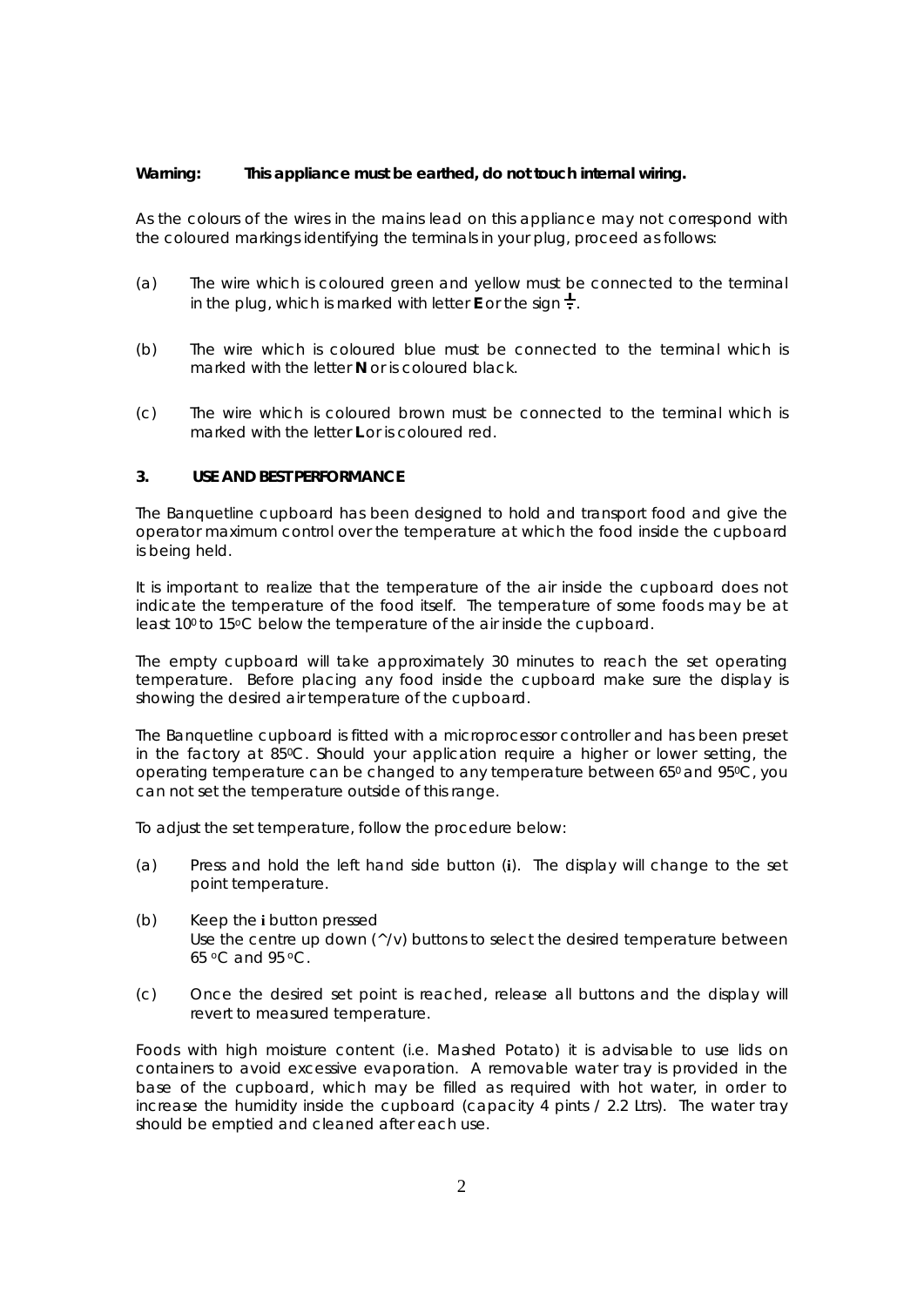**Warning: This appliance must be earthed, do not touch internal wiring.**

As the colours of the wires in the mains lead on this appliance may not correspond with the coloured markings identifying the terminals in your plug, proceed as follows:

(a) The wire which is coloured green and yellow must be connected to the terminal in the plug, which is marked with letter **E** or the sign ⏚.

(b) The wire which is coloured blue must be connected to the terminal which is marked with the letter **N** or is coloured black.

(c) The wire which is coloured brown must be connected to the terminal which is marked with the letter **L** or is coloured red.

## 3. USE AND BEST PERFORMANCE

The Banquetline cupboard has been designed to hold and transport food and give the operator maximum control over the temperature at which the food inside the cupboard is being held.

It is important to realize that the temperature of the air inside the cupboard does not indicate the temperature of the food itself. The temperature of some foods may be at least 10$^0$ to 15$^o$C below the temperature of the air inside the cupboard.

The empty cupboard will take approximately 30 minutes to reach the set operating temperature. Before placing any food inside the cupboard make sure the display is showing the desired air temperature of the cupboard.

The Banquetline cupboard is fitted with a microprocessor controller and has been preset in the factory at 85$^0$C. Should your application require a higher or lower setting, the operating temperature can be changed to any temperature between 65$^0$ and 95$^0$C, you can not set the temperature outside of this range.

To adjust the set temperature, follow the procedure below:

(a) Press and hold the left hand side button (**i**). The display will change to the set point temperature.

(b) Keep the **i** button pressed
Use the centre up down (^/v) buttons to select the desired temperature between 65 $^o$C and 95 $^o$C.

(c) Once the desired set point is reached, release all buttons and the display will revert to measured temperature.

Foods with high moisture content (i.e. Mashed Potato) it is advisable to use lids on containers to avoid excessive evaporation. A removable water tray is provided in the base of the cupboard, which may be filled as required with hot water, in order to increase the humidity inside the cupboard (capacity 4 pints / 2.2 Ltrs). The water tray should be emptied and cleaned after each use.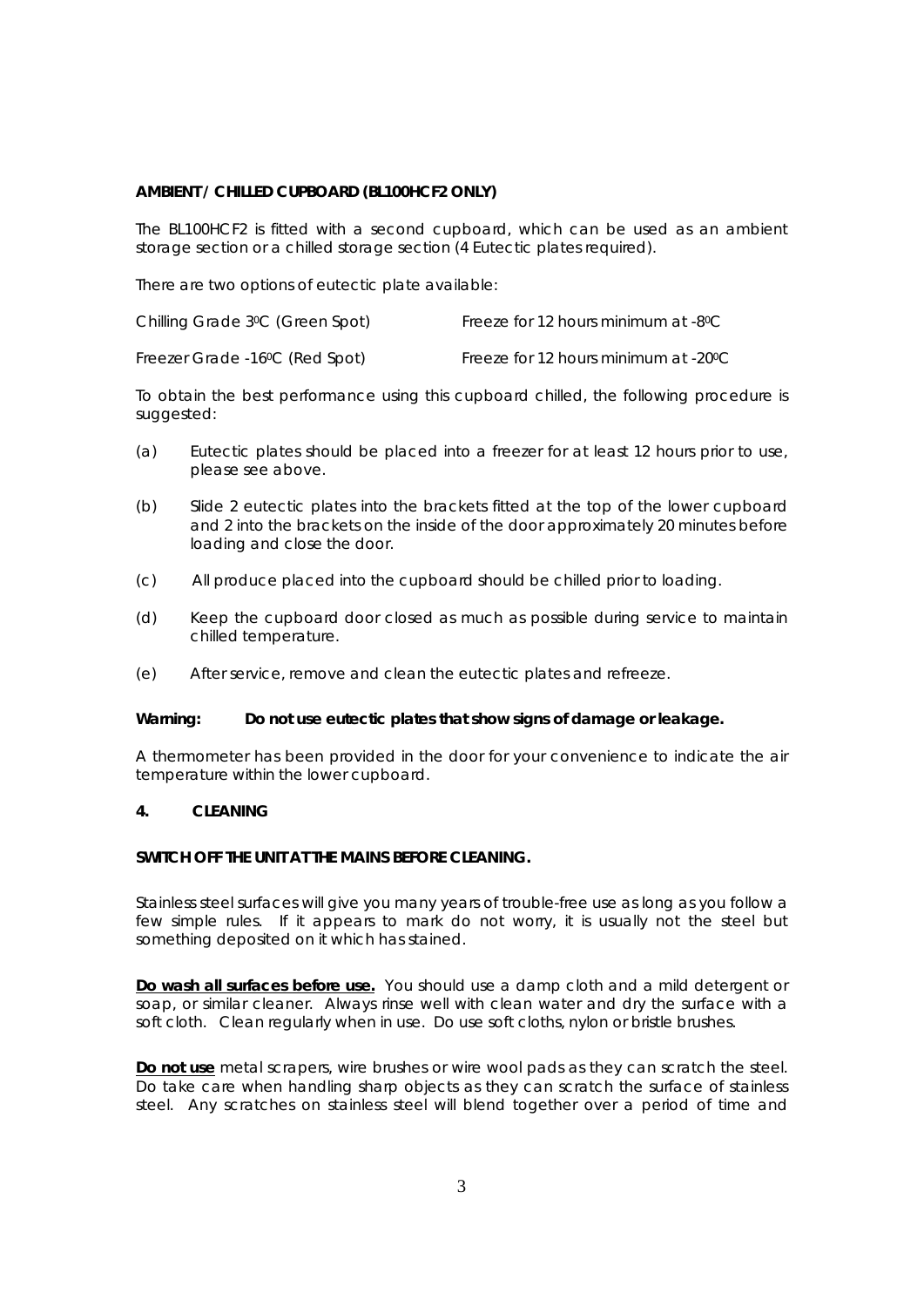**AMBIENT / CHILLED CUPBOARD (BL100HCF2 ONLY)**

The BL100HCF2 is fitted with a second cupboard, which can be used as an ambient storage section or a chilled storage section (4 Eutectic plates required).

There are two options of eutectic plate available:

| | |
|---|---|
| Chilling Grade 3°C (Green Spot) | Freeze for 12 hours minimum at -8°C |
| Freezer Grade -16°C (Red Spot) | Freeze for 12 hours minimum at -20°C |

To obtain the best performance using this cupboard chilled, the following procedure is suggested:

(a) Eutectic plates should be placed into a freezer for at least 12 hours prior to use, please see above.

(b) Slide 2 eutectic plates into the brackets fitted at the top of the lower cupboard and 2 into the brackets on the inside of the door approximately 20 minutes before loading and close the door.

(c) All produce placed into the cupboard should be chilled prior to loading.

(d) Keep the cupboard door closed as much as possible during service to maintain chilled temperature.

(e) After service, remove and clean the eutectic plates and refreeze.

**Warning: Do not use eutectic plates that show signs of damage or leakage.**

A thermometer has been provided in the door for your convenience to indicate the air temperature within the lower cupboard.

## 4. CLEANING

**SWITCH OFF THE UNIT AT THE MAINS BEFORE CLEANING.**

Stainless steel surfaces will give you many years of trouble-free use as long as you follow a few simple rules. If it appears to mark do not worry, it is usually not the steel but something deposited on it which has stained.

**Do wash all surfaces before use.** You should use a damp cloth and a mild detergent or soap, or similar cleaner. Always rinse well with clean water and dry the surface with a soft cloth. Clean regularly when in use. Do use soft cloths, nylon or bristle brushes.

**Do not use** metal scrapers, wire brushes or wire wool pads as they can scratch the steel. Do take care when handling sharp objects as they can scratch the surface of stainless steel. Any scratches on stainless steel will blend together over a period of time and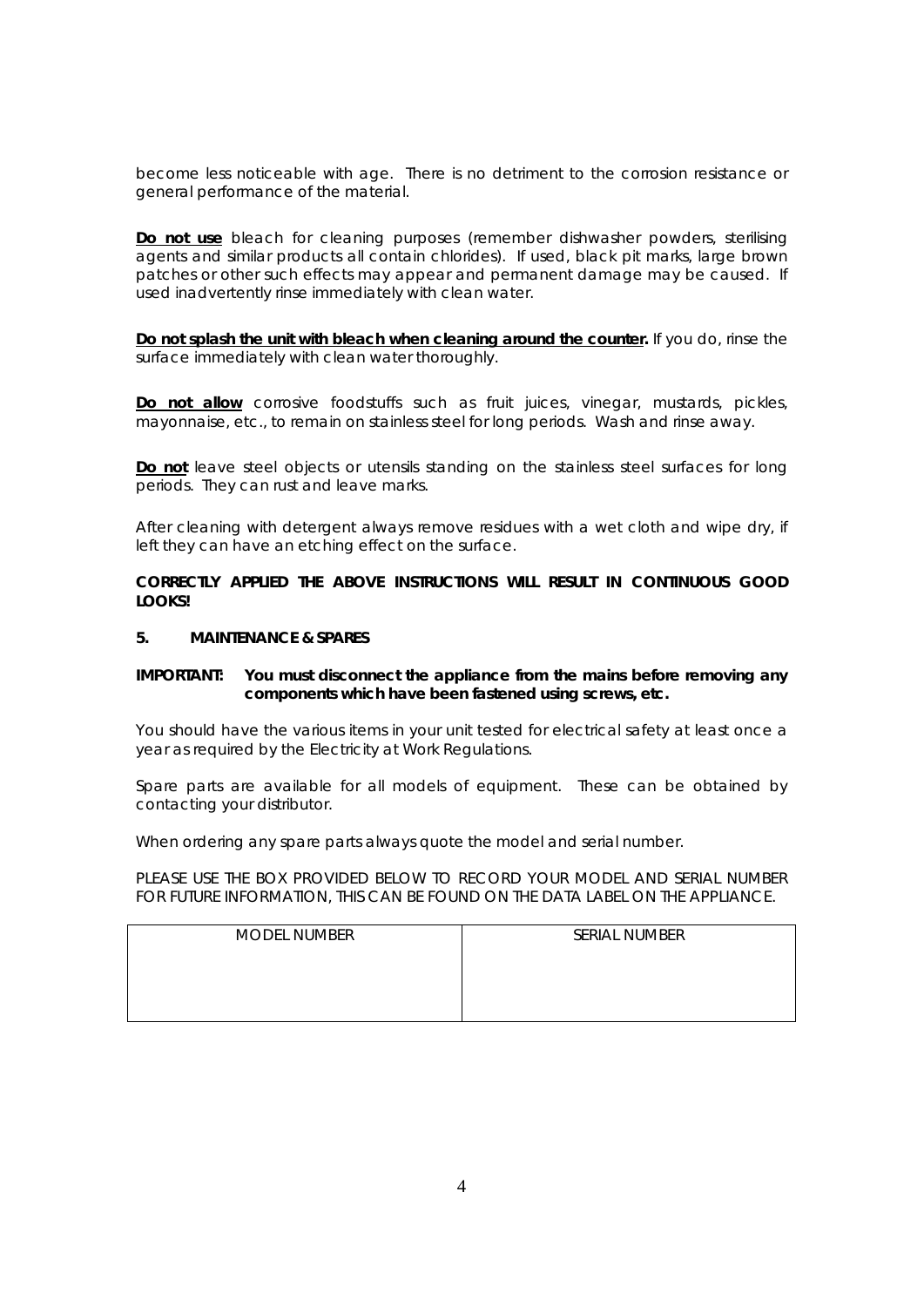become less noticeable with age. There is no detriment to the corrosion resistance or general performance of the material.

**Do not use** bleach for cleaning purposes (remember dishwasher powders, sterilising agents and similar products all contain chlorides). If used, black pit marks, large brown patches or other such effects may appear and permanent damage may be caused. If used inadvertently rinse immediately with clean water.

**Do not splash the unit with bleach when cleaning around the counter.** If you do, rinse the surface immediately with clean water thoroughly.

**Do not allow** corrosive foodstuffs such as fruit juices, vinegar, mustards, pickles, mayonnaise, etc., to remain on stainless steel for long periods. Wash and rinse away.

**Do not** leave steel objects or utensils standing on the stainless steel surfaces for long periods. They can rust and leave marks.

After cleaning with detergent always remove residues with a wet cloth and wipe dry, if left they can have an etching effect on the surface.

**CORRECTLY APPLIED THE ABOVE INSTRUCTIONS WILL RESULT IN CONTINUOUS GOOD LOOKS!**

## 5. MAINTENANCE & SPARES

**IMPORTANT: You must disconnect the appliance from the mains before removing any components which have been fastened using screws, etc.**

You should have the various items in your unit tested for electrical safety at least once a year as required by the Electricity at Work Regulations.

Spare parts are available for all models of equipment. These can be obtained by contacting your distributor.

When ordering any spare parts always quote the model and serial number.

PLEASE USE THE BOX PROVIDED BELOW TO RECORD YOUR MODEL AND SERIAL NUMBER FOR FUTURE INFORMATION, THIS CAN BE FOUND ON THE DATA LABEL ON THE APPLIANCE.

| MODEL NUMBER | SERIAL NUMBER |
|---|---|
| | |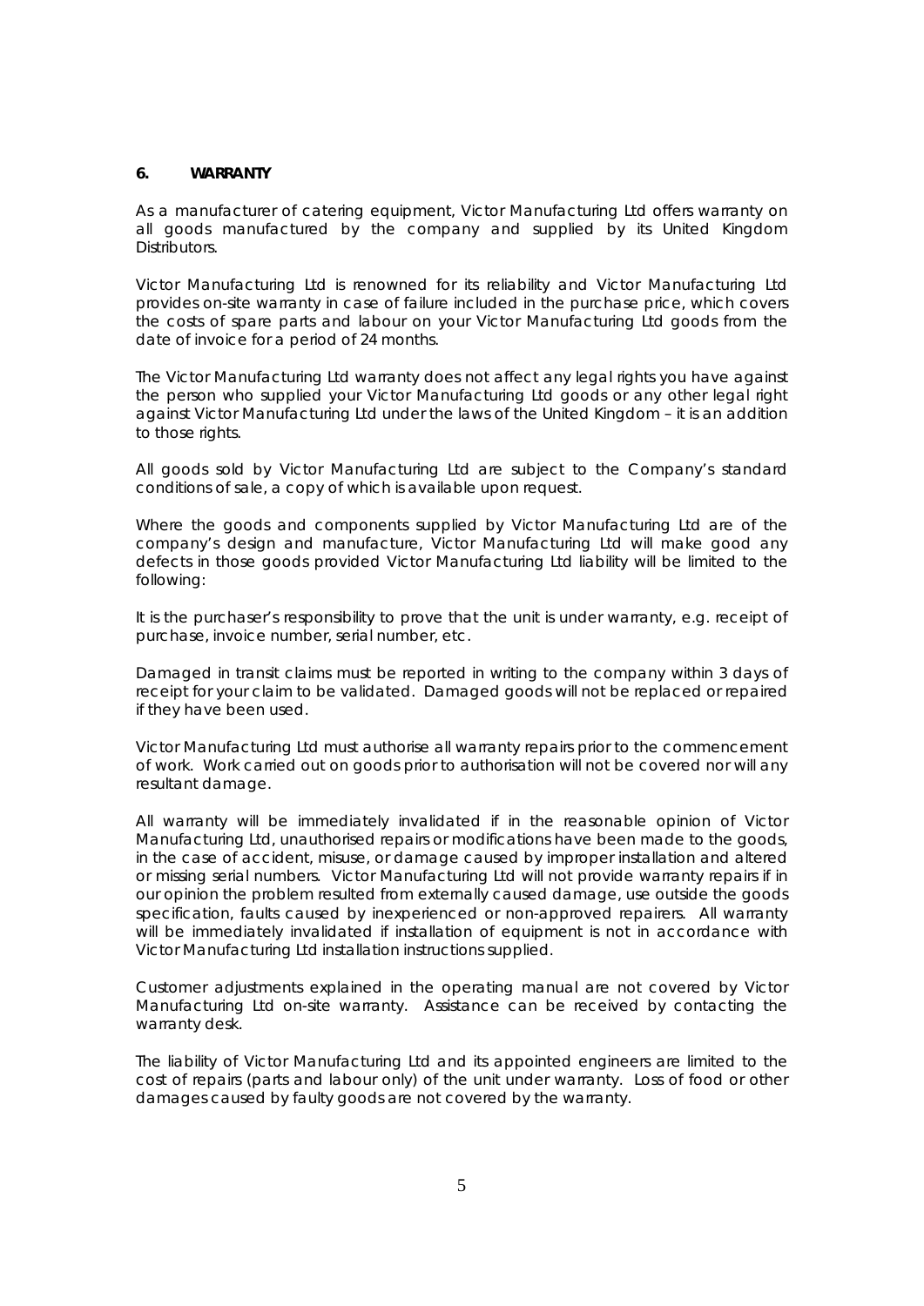## 6. WARRANTY

As a manufacturer of catering equipment, Victor Manufacturing Ltd offers warranty on all goods manufactured by the company and supplied by its United Kingdom Distributors.

Victor Manufacturing Ltd is renowned for its reliability and Victor Manufacturing Ltd provides on-site warranty in case of failure included in the purchase price, which covers the costs of spare parts and labour on your Victor Manufacturing Ltd goods from the date of invoice for a period of 24 months.

The Victor Manufacturing Ltd warranty does not affect any legal rights you have against the person who supplied your Victor Manufacturing Ltd goods or any other legal right against Victor Manufacturing Ltd under the laws of the United Kingdom – it is an addition to those rights.

All goods sold by Victor Manufacturing Ltd are subject to the Company's standard conditions of sale, a copy of which is available upon request.

Where the goods and components supplied by Victor Manufacturing Ltd are of the company's design and manufacture, Victor Manufacturing Ltd will make good any defects in those goods provided Victor Manufacturing Ltd liability will be limited to the following:

It is the purchaser's responsibility to prove that the unit is under warranty, e.g. receipt of purchase, invoice number, serial number, etc.

Damaged in transit claims must be reported in writing to the company within 3 days of receipt for your claim to be validated. Damaged goods will not be replaced or repaired if they have been used.

Victor Manufacturing Ltd must authorise all warranty repairs prior to the commencement of work. Work carried out on goods prior to authorisation will not be covered nor will any resultant damage.

All warranty will be immediately invalidated if in the reasonable opinion of Victor Manufacturing Ltd, unauthorised repairs or modifications have been made to the goods, in the case of accident, misuse, or damage caused by improper installation and altered or missing serial numbers. Victor Manufacturing Ltd will not provide warranty repairs if in our opinion the problem resulted from externally caused damage, use outside the goods specification, faults caused by inexperienced or non-approved repairers. All warranty will be immediately invalidated if installation of equipment is not in accordance with Victor Manufacturing Ltd installation instructions supplied.

Customer adjustments explained in the operating manual are not covered by Victor Manufacturing Ltd on-site warranty. Assistance can be received by contacting the warranty desk.

The liability of Victor Manufacturing Ltd and its appointed engineers are limited to the cost of repairs (parts and labour only) of the unit under warranty. Loss of food or other damages caused by faulty goods are not covered by the warranty.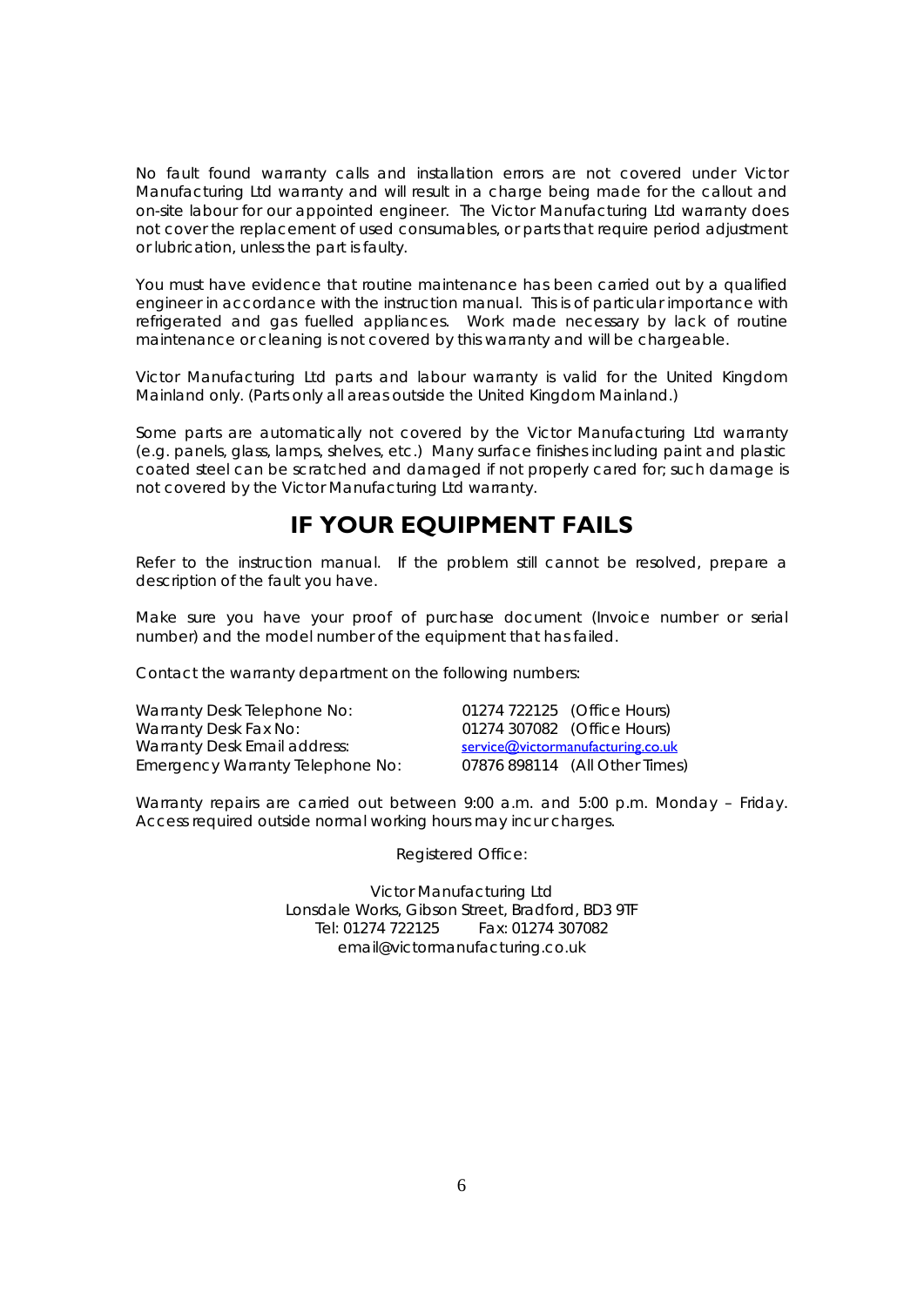No fault found warranty calls and installation errors are not covered under Victor Manufacturing Ltd warranty and will result in a charge being made for the callout and on-site labour for our appointed engineer. The Victor Manufacturing Ltd warranty does not cover the replacement of used consumables, or parts that require period adjustment or lubrication, unless the part is faulty.

You must have evidence that routine maintenance has been carried out by a qualified engineer in accordance with the instruction manual. This is of particular importance with refrigerated and gas fuelled appliances. Work made necessary by lack of routine maintenance or cleaning is not covered by this warranty and will be chargeable.

Victor Manufacturing Ltd parts and labour warranty is valid for the United Kingdom Mainland only. (Parts only all areas outside the United Kingdom Mainland.)

Some parts are automatically not covered by the Victor Manufacturing Ltd warranty (e.g. panels, glass, lamps, shelves, etc.) Many surface finishes including paint and plastic coated steel can be scratched and damaged if not properly cared for; such damage is not covered by the Victor Manufacturing Ltd warranty.

# IF YOUR EQUIPMENT FAILS

Refer to the instruction manual. If the problem still cannot be resolved, prepare a description of the fault you have.

Make sure you have your proof of purchase document (Invoice number or serial number) and the model number of the equipment that has failed.

Contact the warranty department on the following numbers:

| | |
|---|---|
| Warranty Desk Telephone No: | 01274 722125 (Office Hours) |
| Warranty Desk Fax No: | 01274 307082 (Office Hours) |
| Warranty Desk Email address: | service@victormanufacturing.co.uk |
| Emergency Warranty Telephone No: | 07876 898114 (All Other Times) |

Warranty repairs are carried out between 9:00 a.m. and 5:00 p.m. Monday – Friday. Access required outside normal working hours may incur charges.

Registered Office:

Victor Manufacturing Ltd
Lonsdale Works, Gibson Street, Bradford, BD3 9TF
Tel: 01274 722125 Fax: 01274 307082
email@victormanufacturing.co.uk